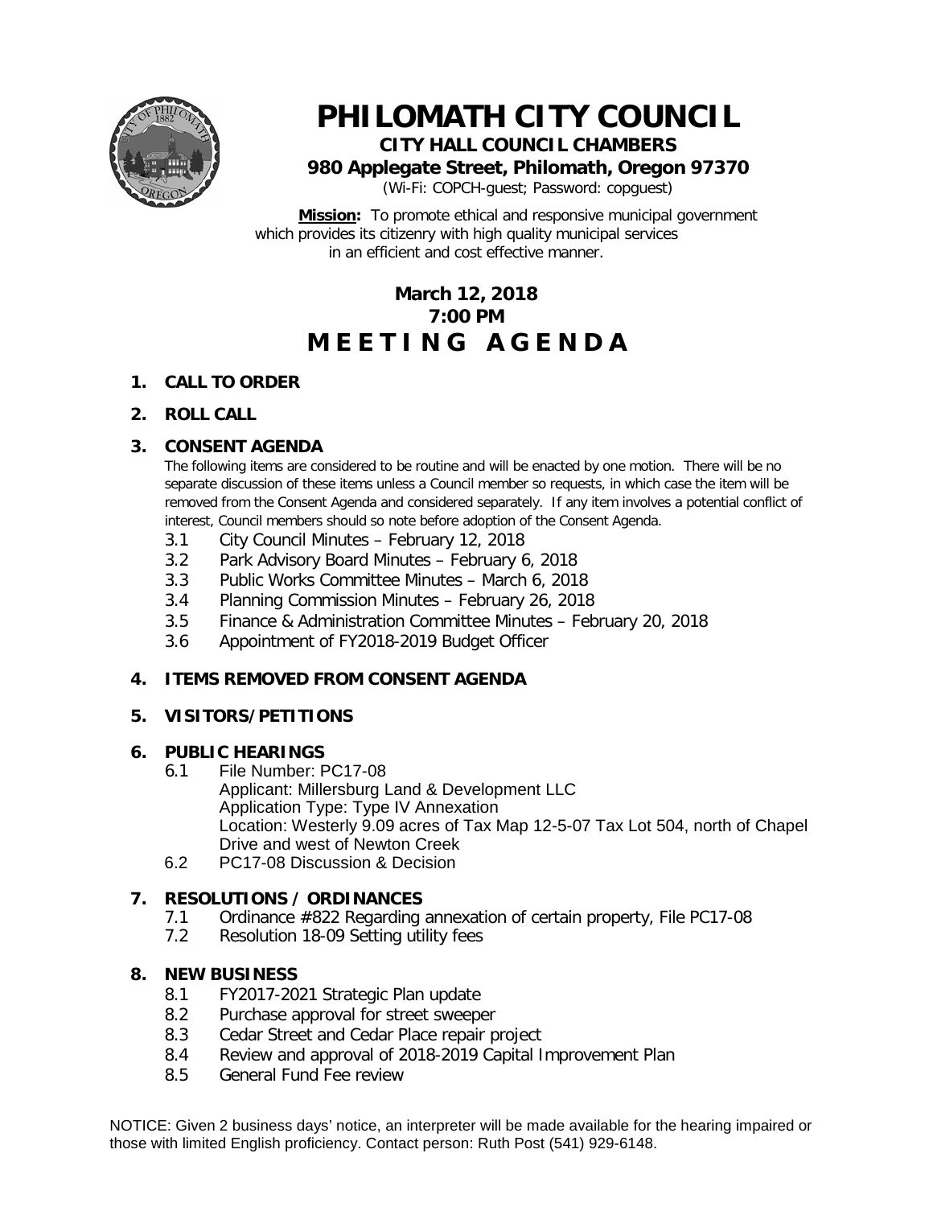# PHILOMATH CITY COUNCIL

**CITY HALL COUNCIL CHAMBERS**

**980 Applegate Street, Philomath, Oregon 97370**

(Wi-Fi: COPCH-guest; Password: copguest)

**Mission:** To promote ethical and responsive municipal government which provides its citizenry with high quality municipal services in an efficient and cost effective manner.

**March 12, 2018**
**7:00 PM**

## M E E T I N G A G E N D A

1. **CALL TO ORDER**

2. **ROLL CALL**

3. **CONSENT AGENDA**

   The following items are considered to be routine and will be enacted by one motion. There will be no separate discussion of these items unless a Council member so requests, in which case the item will be removed from the Consent Agenda and considered separately. If any item involves a potential conflict of interest, Council members should so note before adoption of the Consent Agenda.

   3.1 City Council Minutes – February 12, 2018
   3.2 Park Advisory Board Minutes – February 6, 2018
   3.3 Public Works Committee Minutes – March 6, 2018
   3.4 Planning Commission Minutes – February 26, 2018
   3.5 Finance & Administration Committee Minutes – February 20, 2018
   3.6 Appointment of FY2018-2019 Budget Officer

4. **ITEMS REMOVED FROM CONSENT AGENDA**

5. **VISITORS/PETITIONS**

6. **PUBLIC HEARINGS**

   6.1 File Number: PC17-08
   Applicant: Millersburg Land & Development LLC
   Application Type: Type IV Annexation
   Location: Westerly 9.09 acres of Tax Map 12-5-07 Tax Lot 504, north of Chapel Drive and west of Newton Creek
   6.2 PC17-08 Discussion & Decision

7. **RESOLUTIONS / ORDINANCES**

   7.1 Ordinance #822 Regarding annexation of certain property, File PC17-08
   7.2 Resolution 18-09 Setting utility fees

8. **NEW BUSINESS**

   8.1 FY2017-2021 Strategic Plan update
   8.2 Purchase approval for street sweeper
   8.3 Cedar Street and Cedar Place repair project
   8.4 Review and approval of 2018-2019 Capital Improvement Plan
   8.5 General Fund Fee review

NOTICE: Given 2 business days' notice, an interpreter will be made available for the hearing impaired or those with limited English proficiency. Contact person: Ruth Post (541) 929-6148.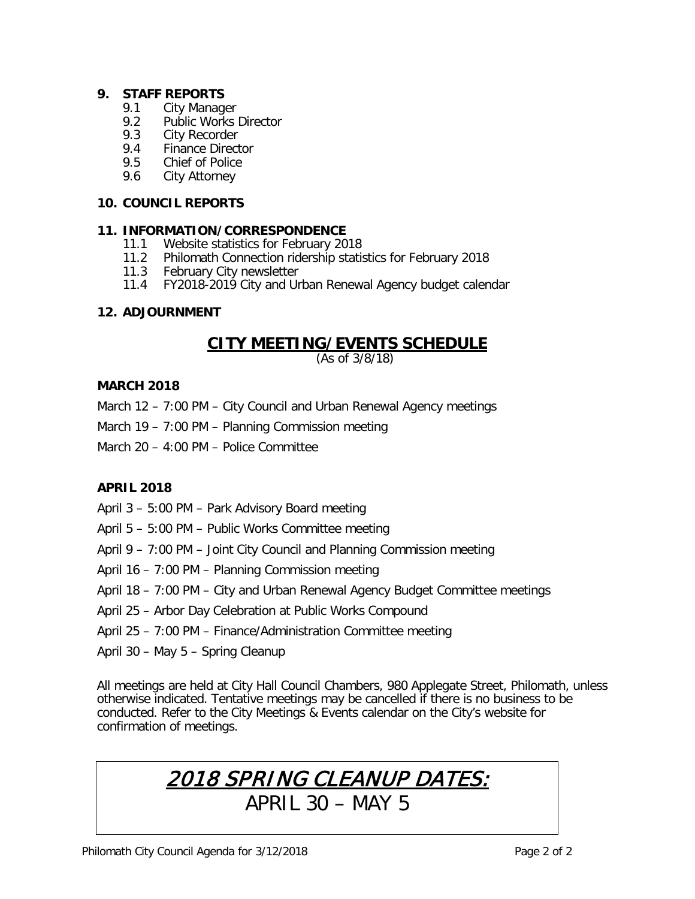## 9. STAFF REPORTS

- 9.1 City Manager
- 9.2 Public Works Director
- 9.3 City Recorder
- 9.4 Finance Director
- 9.5 Chief of Police
- 9.6 City Attorney

## 10. COUNCIL REPORTS

## 11. INFORMATION/CORRESPONDENCE

- 11.1 Website statistics for February 2018
- 11.2 Philomath Connection ridership statistics for February 2018
- 11.3 February City newsletter
- 11.4 FY2018-2019 City and Urban Renewal Agency budget calendar

## 12. ADJOURNMENT

# CITY MEETING/EVENTS SCHEDULE

(As of 3/8/18)

### MARCH 2018

March 12 – 7:00 PM – City Council and Urban Renewal Agency meetings

March 19 – 7:00 PM – Planning Commission meeting

March 20 – 4:00 PM – Police Committee

### APRIL 2018

April 3 – 5:00 PM – Park Advisory Board meeting

April 5 – 5:00 PM – Public Works Committee meeting

April 9 – 7:00 PM – Joint City Council and Planning Commission meeting

April 16 – 7:00 PM – Planning Commission meeting

April 18 – 7:00 PM – City and Urban Renewal Agency Budget Committee meetings

April 25 – Arbor Day Celebration at Public Works Compound

April 25 – 7:00 PM – Finance/Administration Committee meeting

April 30 – May 5 – Spring Cleanup

All meetings are held at City Hall Council Chambers, 980 Applegate Street, Philomath, unless otherwise indicated. Tentative meetings may be cancelled if there is no business to be conducted. Refer to the City Meetings & Events calendar on the City's website for confirmation of meetings.

## *2018 SPRING CLEANUP DATES:*

APRIL 30 – MAY 5

Philomath City Council Agenda for 3/12/2018